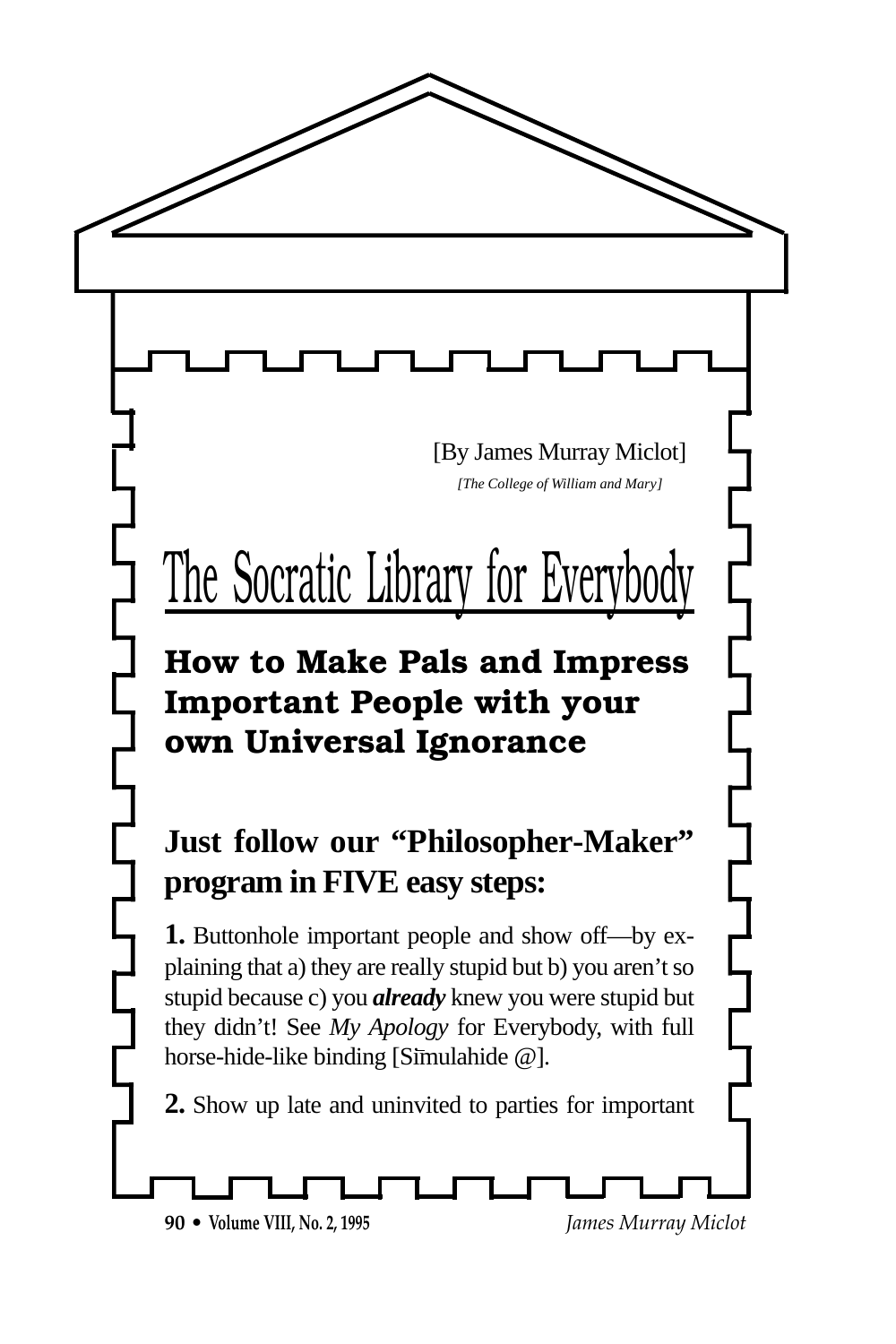[By James Murray Miclot]

*[The College of William and Mary]*

# The Socratic Library for Everybody

## How to Make Pals and Impress Important People with your own Universal Ignorance

### Just follow our "Philosopher-Maker" program in FIVE easy steps:

**1.** Buttonhole important people and show off—by explaining that a) they are really stupid but b) you aren't so stupid because c) you ***already*** knew you were stupid but they didn't! See *My Apology* for Everybody, with full horse-hide-like binding [Sīmulahide @].

**2.** Show up late and uninvited to parties for important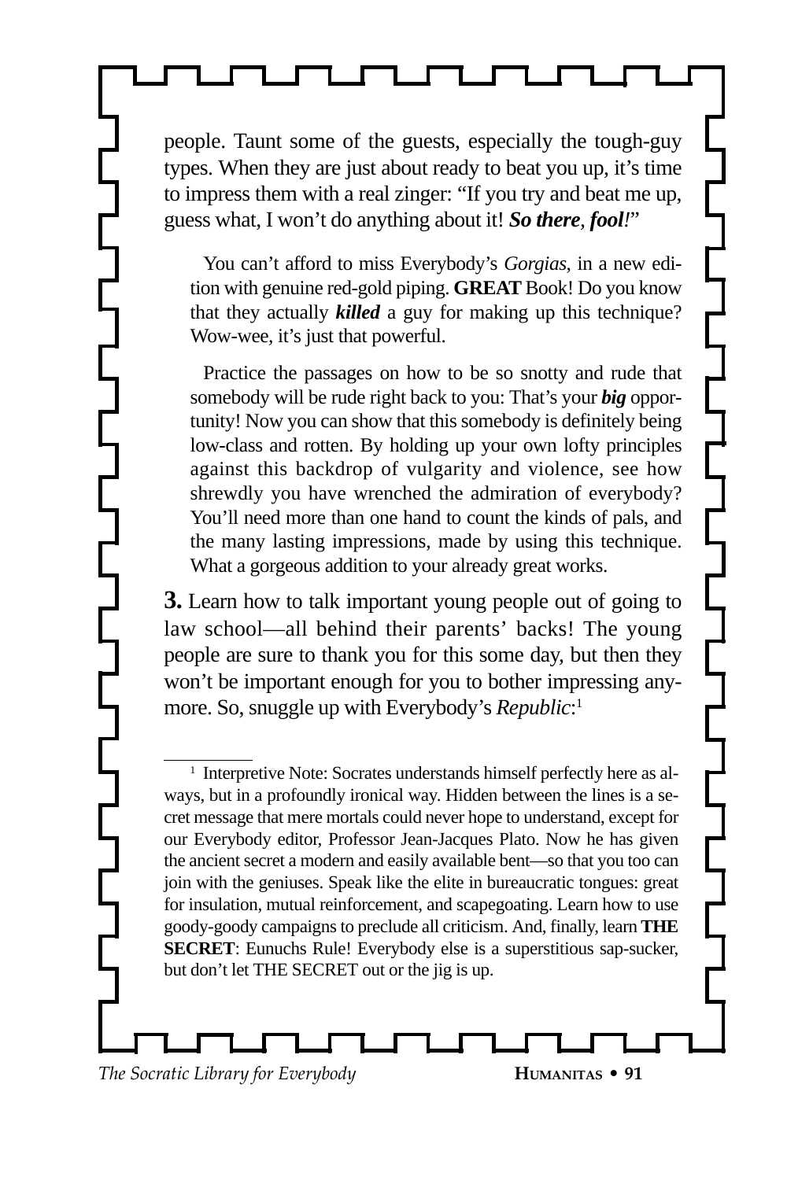people. Taunt some of the guests, especially the tough-guy types. When they are just about ready to beat you up, it's time to impress them with a real zinger: "If you try and beat me up, guess what, I won't do anything about it! ***So there, fool!***"

> You can't afford to miss Everybody's *Gorgias*, in a new edition with genuine red-gold piping. **GREAT** Book! Do you know that they actually ***killed*** a guy for making up this technique? Wow-wee, it's just that powerful.
>
> Practice the passages on how to be so snotty and rude that somebody will be rude right back to you: That's your ***big*** opportunity! Now you can show that this somebody is definitely being low-class and rotten. By holding up your own lofty principles against this backdrop of vulgarity and violence, see how shrewdly you have wrenched the admiration of everybody? You'll need more than one hand to count the kinds of pals, and the many lasting impressions, made by using this technique. What a gorgeous addition to your already great works.

**3.** Learn how to talk important young people out of going to law school—all behind their parents' backs! The young people are sure to thank you for this some day, but then they won't be important enough for you to bother impressing anymore. So, snuggle up with Everybody's *Republic*:[1]

---

[1] Interpretive Note: Socrates understands himself perfectly here as always, but in a profoundly ironical way. Hidden between the lines is a secret message that mere mortals could never hope to understand, except for our Everybody editor, Professor Jean-Jacques Plato. Now he has given the ancient secret a modern and easily available bent—so that you too can join with the geniuses. Speak like the elite in bureaucratic tongues: great for insulation, mutual reinforcement, and scapegoating. Learn how to use goody-goody campaigns to preclude all criticism. And, finally, learn **THE SECRET**: Eunuchs Rule! Everybody else is a superstitious sap-sucker, but don't let THE SECRET out or the jig is up.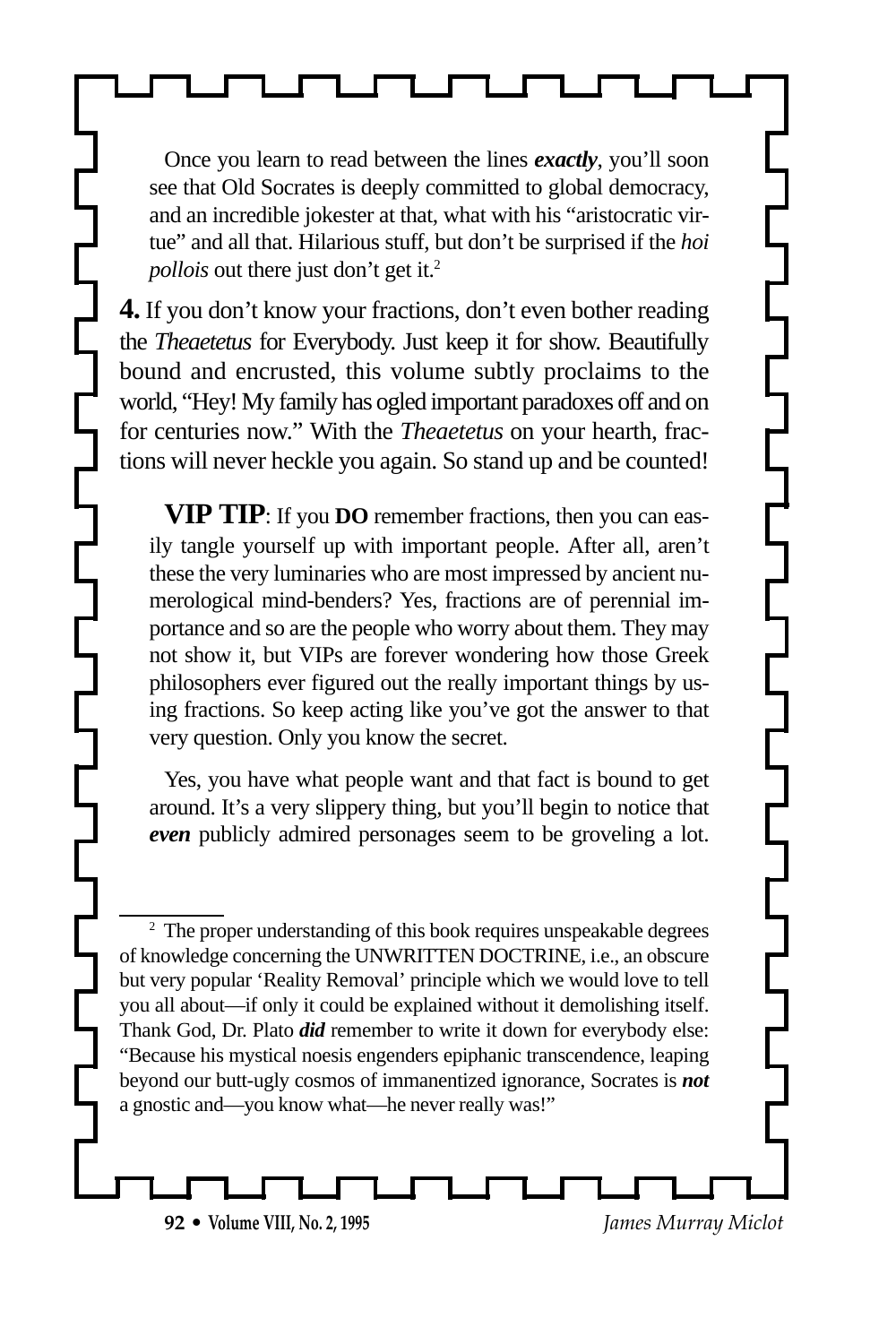Once you learn to read between the lines ***exactly***, you'll soon see that Old Socrates is deeply committed to global democracy, and an incredible jokester at that, what with his "aristocratic virtue" and all that. Hilarious stuff, but don't be surprised if the *hoi pollois* out there just don't get it.[2]

**4.** If you don't know your fractions, don't even bother reading the *Theaetetus* for Everybody. Just keep it for show. Beautifully bound and encrusted, this volume subtly proclaims to the world, "Hey! My family has ogled important paradoxes off and on for centuries now." With the *Theaetetus* on your hearth, fractions will never heckle you again. So stand up and be counted!

**VIP TIP**: If you **DO** remember fractions, then you can easily tangle yourself up with important people. After all, aren't these the very luminaries who are most impressed by ancient numerological mind-benders? Yes, fractions are of perennial importance and so are the people who worry about them. They may not show it, but VIPs are forever wondering how those Greek philosophers ever figured out the really important things by using fractions. So keep acting like you've got the answer to that very question. Only you know the secret.

Yes, you have what people want and that fact is bound to get around. It's a very slippery thing, but you'll begin to notice that ***even*** publicly admired personages seem to be groveling a lot.

---

[2] The proper understanding of this book requires unspeakable degrees of knowledge concerning the UNWRITTEN DOCTRINE, i.e., an obscure but very popular 'Reality Removal' principle which we would love to tell you all about—if only it could be explained without it demolishing itself. Thank God, Dr. Plato ***did*** remember to write it down for everybody else: "Because his mystical noesis engenders epiphanic transcendence, leaping beyond our butt-ugly cosmos of immanentized ignorance, Socrates is ***not*** a gnostic and—you know what—he never really was!"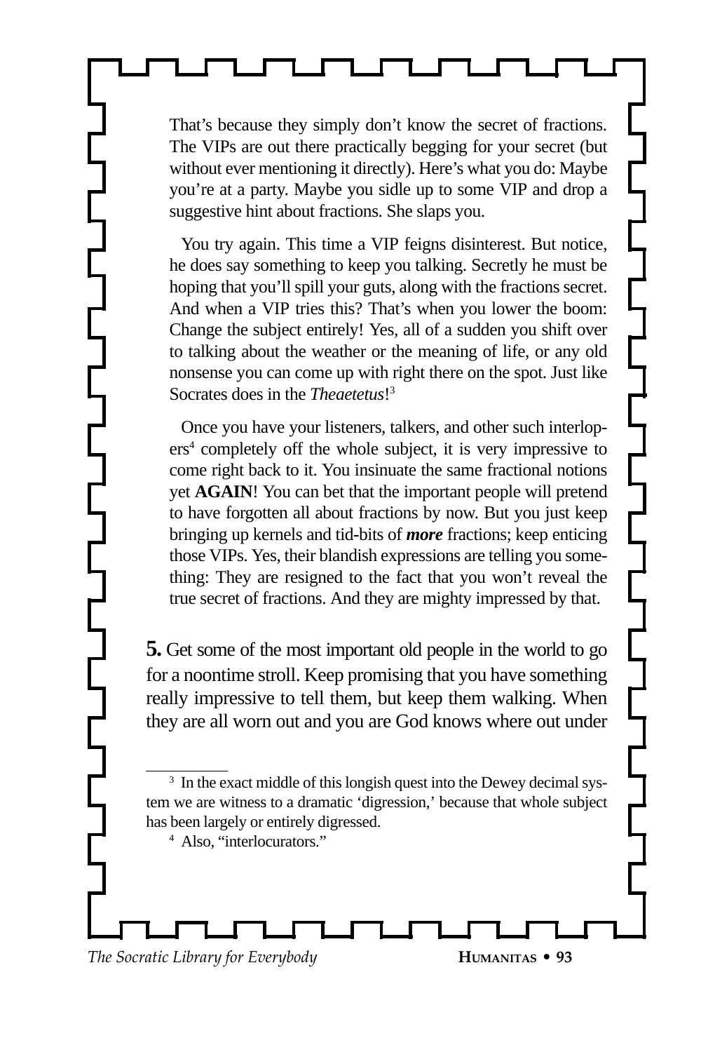That's because they simply don't know the secret of fractions. The VIPs are out there practically begging for your secret (but without ever mentioning it directly). Here's what you do: Maybe you're at a party. Maybe you sidle up to some VIP and drop a suggestive hint about fractions. She slaps you.

You try again. This time a VIP feigns disinterest. But notice, he does say something to keep you talking. Secretly he must be hoping that you'll spill your guts, along with the fractions secret. And when a VIP tries this? That's when you lower the boom: Change the subject entirely! Yes, all of a sudden you shift over to talking about the weather or the meaning of life, or any old nonsense you can come up with right there on the spot. Just like Socrates does in the *Theaetetus*![3]

Once you have your listeners, talkers, and other such interlopers[4] completely off the whole subject, it is very impressive to come right back to it. You insinuate the same fractional notions yet **AGAIN**! You can bet that the important people will pretend to have forgotten all about fractions by now. But you just keep bringing up kernels and tid-bits of ***more*** fractions; keep enticing those VIPs. Yes, their blandish expressions are telling you something: They are resigned to the fact that you won't reveal the true secret of fractions. And they are mighty impressed by that.

**5.** Get some of the most important old people in the world to go for a noontime stroll. Keep promising that you have something really impressive to tell them, but keep them walking. When they are all worn out and you are God knows where out under

---

[3] In the exact middle of this longish quest into the Dewey decimal system we are witness to a dramatic 'digression,' because that whole subject has been largely or entirely digressed.

[4] Also, "interlocurators."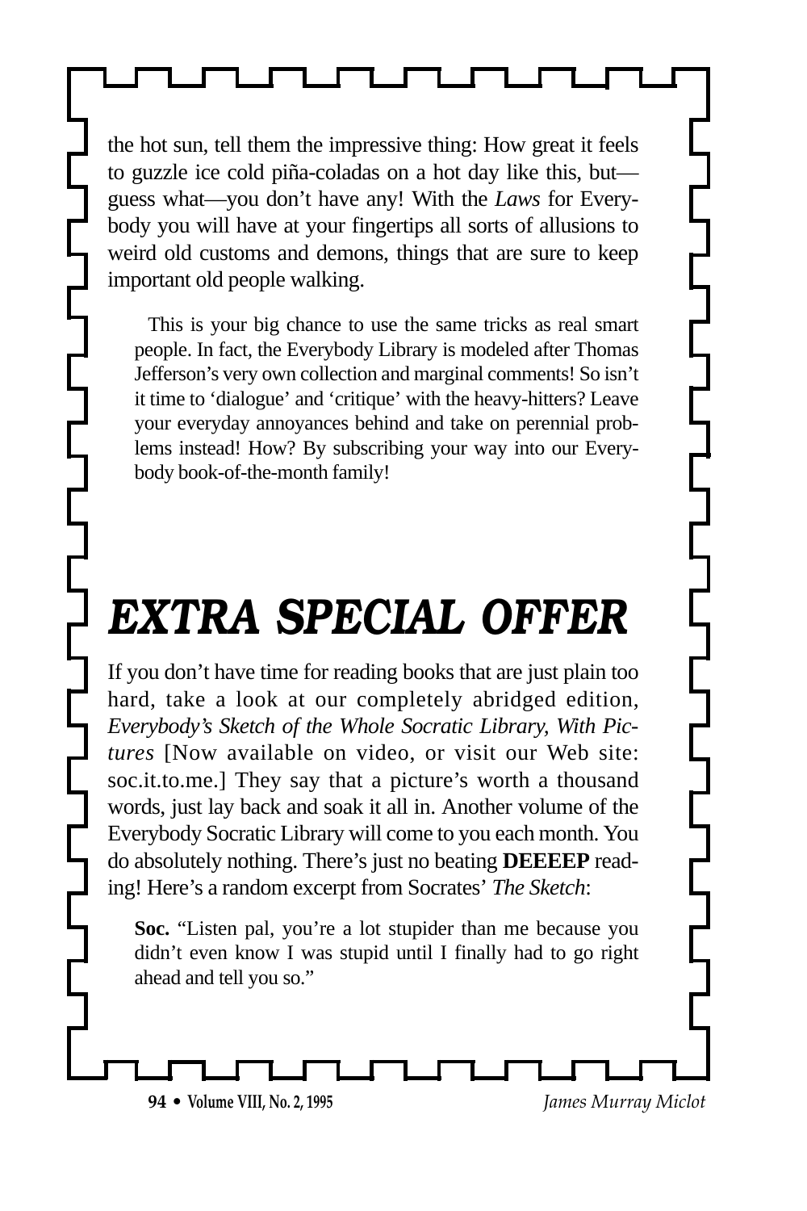the hot sun, tell them the impressive thing: How great it feels to guzzle ice cold piña-coladas on a hot day like this, but—guess what—you don't have any! With the *Laws* for Everybody you will have at your fingertips all sorts of allusions to weird old customs and demons, things that are sure to keep important old people walking.

> This is your big chance to use the same tricks as real smart people. In fact, the Everybody Library is modeled after Thomas Jefferson's very own collection and marginal comments! So isn't it time to 'dialogue' and 'critique' with the heavy-hitters? Leave your everyday annoyances behind and take on perennial problems instead! How? By subscribing your way into our Everybody book-of-the-month family!

# *EXTRA SPECIAL OFFER*

If you don't have time for reading books that are just plain too hard, take a look at our completely abridged edition, *Everybody's Sketch of the Whole Socratic Library, With Pictures* [Now available on video, or visit our Web site: soc.it.to.me.] They say that a picture's worth a thousand words, just lay back and soak it all in. Another volume of the Everybody Socratic Library will come to you each month. You do absolutely nothing. There's just no beating **DEEEEP** reading! Here's a random excerpt from Socrates' *The Sketch*:

> **Soc.** "Listen pal, you're a lot stupider than me because you didn't even know I was stupid until I finally had to go right ahead and tell you so."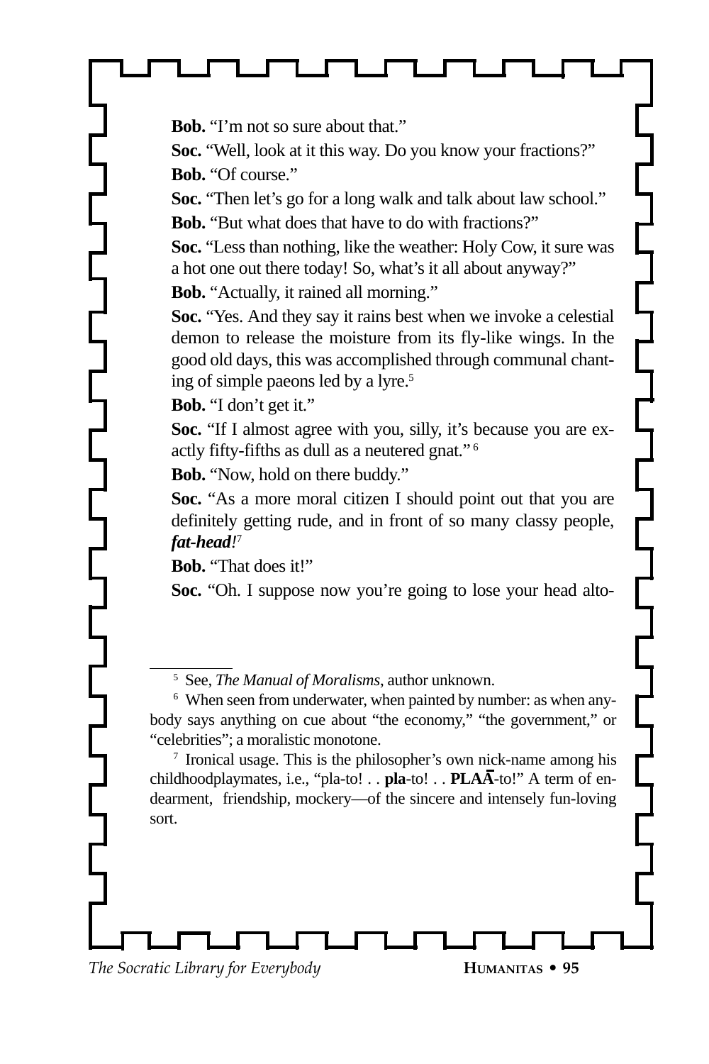**Bob.** "I'm not so sure about that."

**Soc.** "Well, look at it this way. Do you know your fractions?"

**Bob.** "Of course."

**Soc.** "Then let's go for a long walk and talk about law school."

**Bob.** "But what does that have to do with fractions?"

**Soc.** "Less than nothing, like the weather: Holy Cow, it sure was a hot one out there today! So, what's it all about anyway?"

**Bob.** "Actually, it rained all morning."

**Soc.** "Yes. And they say it rains best when we invoke a celestial demon to release the moisture from its fly-like wings. In the good old days, this was accomplished through communal chanting of simple paeons led by a lyre.[5]

**Bob.** "I don't get it."

**Soc.** "If I almost agree with you, silly, it's because you are exactly fifty-fifths as dull as a neutered gnat." [6]

**Bob.** "Now, hold on there buddy."

**Soc.** "As a more moral citizen I should point out that you are definitely getting rude, and in front of so many classy people, ***fat-head!***[7]

**Bob.** "That does it!"

**Soc.** "Oh. I suppose now you're going to lose your head alto-

---

[5] See, *The Manual of Moralisms*, author unknown.

[6] When seen from underwater, when painted by number: as when anybody says anything on cue about "the economy," "the government," or "celebrities"; a moralistic monotone.

[7] Ironical usage. This is the philosopher's own nick-name among his childhoodplaymates, i.e., "pla-to! . . **pla**-to! . . **PLAĀ**-to!" A term of endearment, friendship, mockery—of the sincere and intensely fun-loving sort.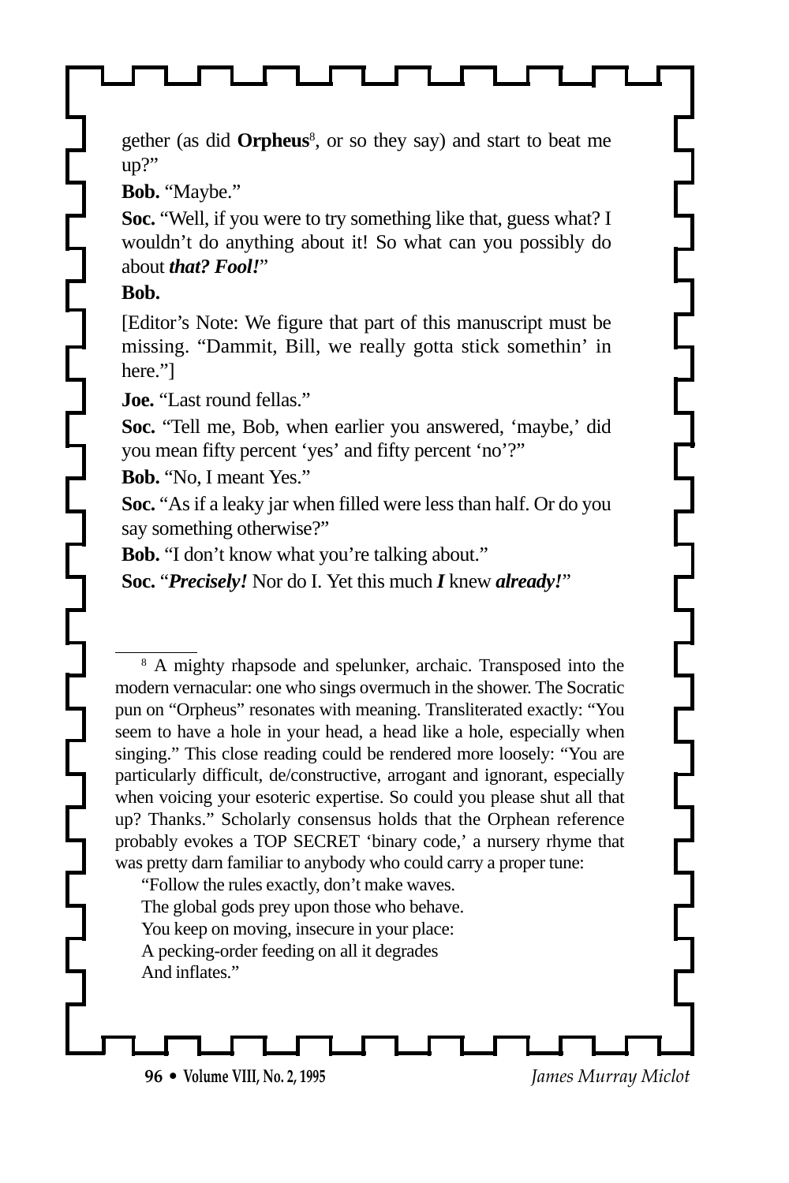gether (as did **Orpheus**[8], or so they say) and start to beat me up?"

**Bob.** "Maybe."

**Soc.** "Well, if you were to try something like that, guess what? I wouldn't do anything about it! So what can you possibly do about ***that? Fool!***"

**Bob.**

[Editor's Note: We figure that part of this manuscript must be missing. "Dammit, Bill, we really gotta stick somethin' in here."]

**Joe.** "Last round fellas."

**Soc.** "Tell me, Bob, when earlier you answered, 'maybe,' did you mean fifty percent 'yes' and fifty percent 'no'?"

**Bob.** "No, I meant Yes."

**Soc.** "As if a leaky jar when filled were less than half. Or do you say something otherwise?"

**Bob.** "I don't know what you're talking about."

**Soc.** "***Precisely!*** Nor do I. Yet this much ***I*** knew ***already!***"

---

[8] A mighty rhapsode and spelunker, archaic. Transposed into the modern vernacular: one who sings overmuch in the shower. The Socratic pun on "Orpheus" resonates with meaning. Transliterated exactly: "You seem to have a hole in your head, a head like a hole, especially when singing." This close reading could be rendered more loosely: "You are particularly difficult, de/constructive, arrogant and ignorant, especially when voicing your esoteric expertise. So could you please shut all that up? Thanks." Scholarly consensus holds that the Orphean reference probably evokes a TOP SECRET 'binary code,' a nursery rhyme that was pretty darn familiar to anybody who could carry a proper tune:

"Follow the rules exactly, don't make waves.
The global gods prey upon those who behave.
You keep on moving, insecure in your place:
A pecking-order feeding on all it degrades
And inflates."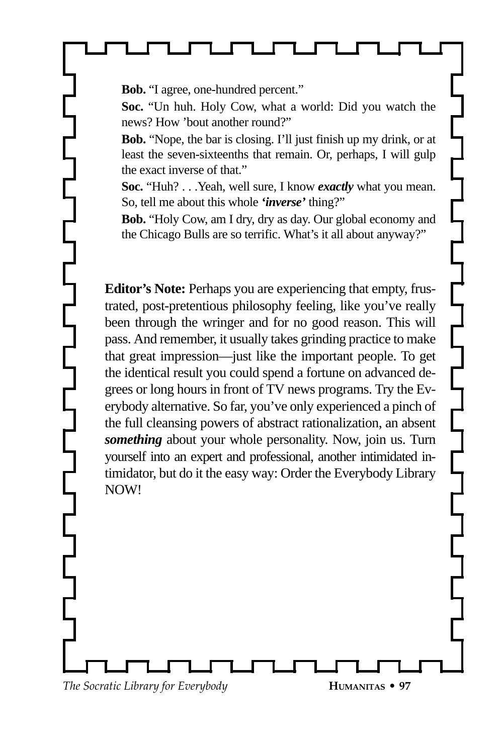**Bob.** "I agree, one-hundred percent."

**Soc.** "Un huh. Holy Cow, what a world: Did you watch the news? How 'bout another round?"

**Bob.** "Nope, the bar is closing. I'll just finish up my drink, or at least the seven-sixteenths that remain. Or, perhaps, I will gulp the exact inverse of that."

**Soc.** "Huh? . . .Yeah, well sure, I know ***exactly*** what you mean. So, tell me about this whole ***'inverse'*** thing?"

**Bob.** "Holy Cow, am I dry, dry as day. Our global economy and the Chicago Bulls are so terrific. What's it all about anyway?"

**Editor's Note:** Perhaps you are experiencing that empty, frustrated, post-pretentious philosophy feeling, like you've really been through the wringer and for no good reason. This will pass. And remember, it usually takes grinding practice to make that great impression—just like the important people. To get the identical result you could spend a fortune on advanced degrees or long hours in front of TV news programs. Try the Everybody alternative. So far, you've only experienced a pinch of the full cleansing powers of abstract rationalization, an absent ***something*** about your whole personality. Now, join us. Turn yourself into an expert and professional, another intimidated intimidator, but do it the easy way: Order the Everybody Library NOW!